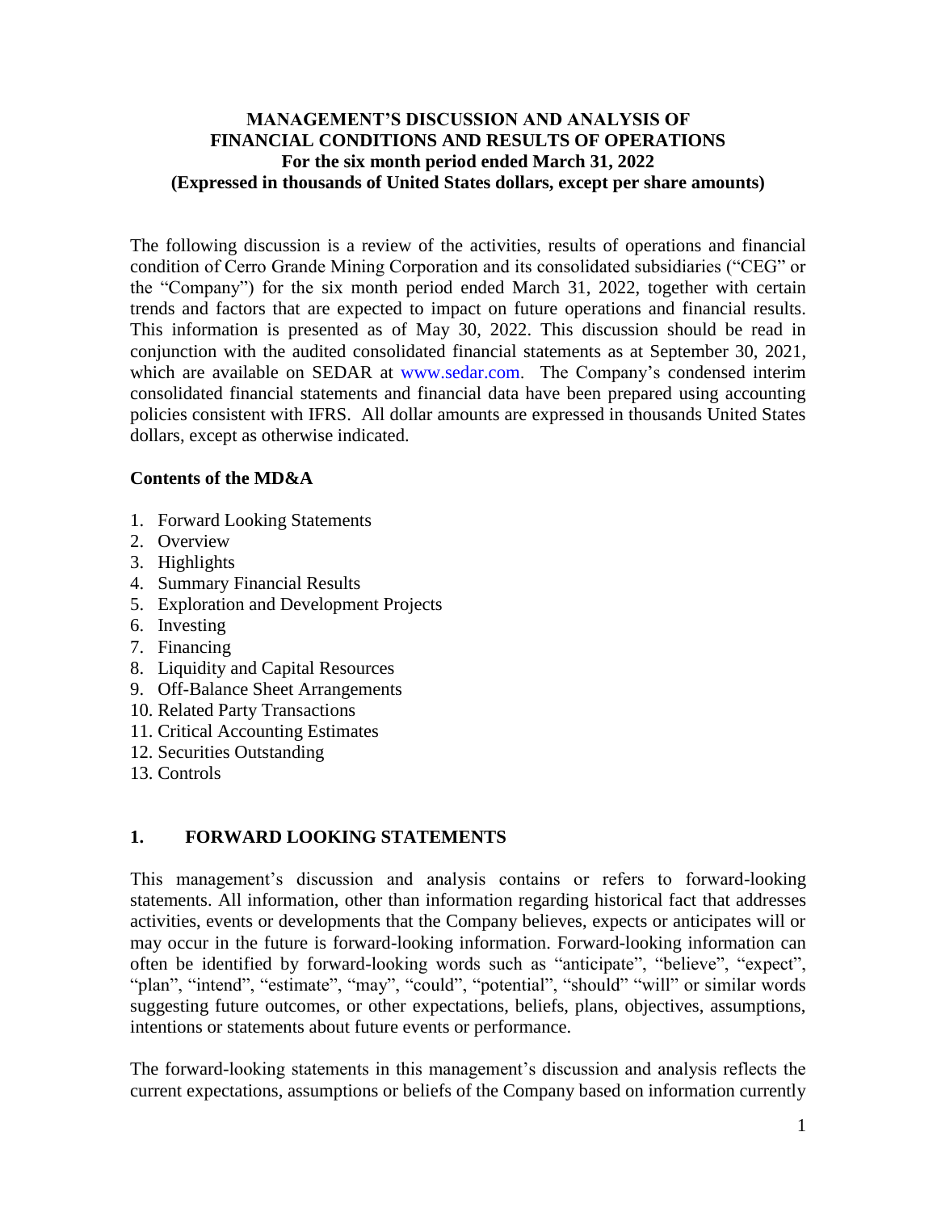# MANAGEMENT'S DISCUSSION AND ANALYSIS OF FINANCIAL CONDITIONS AND RESULTS OF OPERATIONS

**For the six month period ended March 31, 2022**

**(Expressed in thousands of United States dollars, except per share amounts)**

The following discussion is a review of the activities, results of operations and financial condition of Cerro Grande Mining Corporation and its consolidated subsidiaries ("CEG" or the "Company") for the six month period ended March 31, 2022, together with certain trends and factors that are expected to impact on future operations and financial results. This information is presented as of May 30, 2022. This discussion should be read in conjunction with the audited consolidated financial statements as at September 30, 2021, which are available on SEDAR at www.sedar.com. The Company's condensed interim consolidated financial statements and financial data have been prepared using accounting policies consistent with IFRS. All dollar amounts are expressed in thousands United States dollars, except as otherwise indicated.

## Contents of the MD&A

1. Forward Looking Statements
2. Overview
3. Highlights
4. Summary Financial Results
5. Exploration and Development Projects
6. Investing
7. Financing
8. Liquidity and Capital Resources
9. Off-Balance Sheet Arrangements
10. Related Party Transactions
11. Critical Accounting Estimates
12. Securities Outstanding
13. Controls

## 1. FORWARD LOOKING STATEMENTS

This management's discussion and analysis contains or refers to forward-looking statements. All information, other than information regarding historical fact that addresses activities, events or developments that the Company believes, expects or anticipates will or may occur in the future is forward-looking information. Forward-looking information can often be identified by forward-looking words such as "anticipate", "believe", "expect", "plan", "intend", "estimate", "may", "could", "potential", "should" "will" or similar words suggesting future outcomes, or other expectations, beliefs, plans, objectives, assumptions, intentions or statements about future events or performance.

The forward-looking statements in this management's discussion and analysis reflects the current expectations, assumptions or beliefs of the Company based on information currently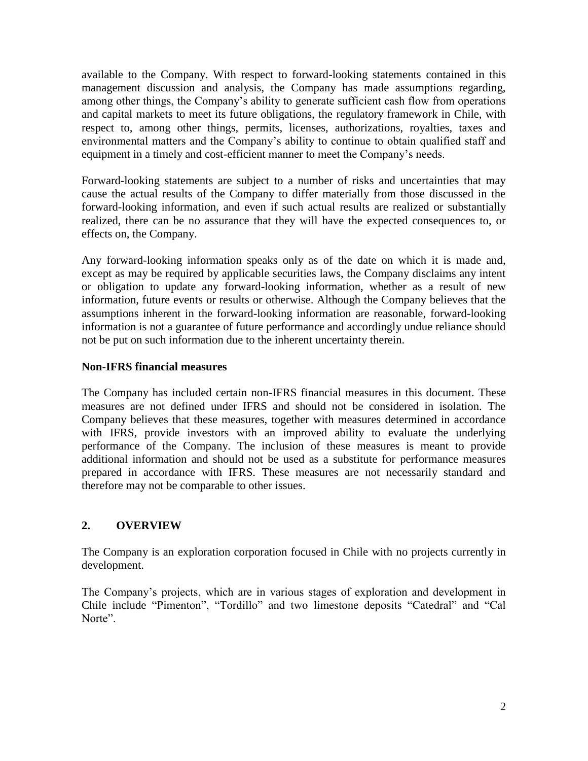available to the Company. With respect to forward-looking statements contained in this management discussion and analysis, the Company has made assumptions regarding, among other things, the Company's ability to generate sufficient cash flow from operations and capital markets to meet its future obligations, the regulatory framework in Chile, with respect to, among other things, permits, licenses, authorizations, royalties, taxes and environmental matters and the Company's ability to continue to obtain qualified staff and equipment in a timely and cost-efficient manner to meet the Company's needs.

Forward-looking statements are subject to a number of risks and uncertainties that may cause the actual results of the Company to differ materially from those discussed in the forward-looking information, and even if such actual results are realized or substantially realized, there can be no assurance that they will have the expected consequences to, or effects on, the Company.

Any forward-looking information speaks only as of the date on which it is made and, except as may be required by applicable securities laws, the Company disclaims any intent or obligation to update any forward-looking information, whether as a result of new information, future events or results or otherwise. Although the Company believes that the assumptions inherent in the forward-looking information are reasonable, forward-looking information is not a guarantee of future performance and accordingly undue reliance should not be put on such information due to the inherent uncertainty therein.

**Non-IFRS financial measures**

The Company has included certain non-IFRS financial measures in this document. These measures are not defined under IFRS and should not be considered in isolation. The Company believes that these measures, together with measures determined in accordance with IFRS, provide investors with an improved ability to evaluate the underlying performance of the Company. The inclusion of these measures is meant to provide additional information and should not be used as a substitute for performance measures prepared in accordance with IFRS. These measures are not necessarily standard and therefore may not be comparable to other issues.

## 2. OVERVIEW

The Company is an exploration corporation focused in Chile with no projects currently in development.

The Company's projects, which are in various stages of exploration and development in Chile include "Pimenton", "Tordillo" and two limestone deposits "Catedral" and "Cal Norte".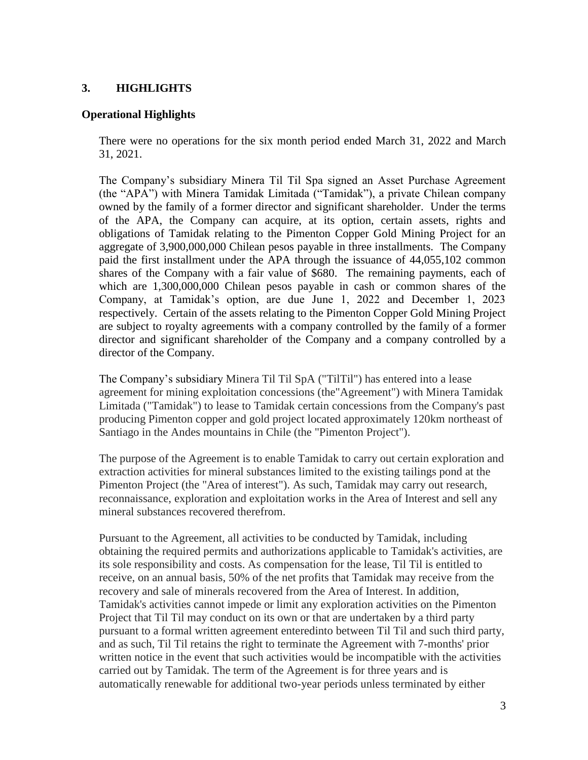## 3. HIGHLIGHTS

### Operational Highlights

There were no operations for the six month period ended March 31, 2022 and March 31, 2021.

The Company's subsidiary Minera Til Til Spa signed an Asset Purchase Agreement (the "APA") with Minera Tamidak Limitada ("Tamidak"), a private Chilean company owned by the family of a former director and significant shareholder. Under the terms of the APA, the Company can acquire, at its option, certain assets, rights and obligations of Tamidak relating to the Pimenton Copper Gold Mining Project for an aggregate of 3,900,000,000 Chilean pesos payable in three installments. The Company paid the first installment under the APA through the issuance of 44,055,102 common shares of the Company with a fair value of $680. The remaining payments, each of which are 1,300,000,000 Chilean pesos payable in cash or common shares of the Company, at Tamidak's option, are due June 1, 2022 and December 1, 2023 respectively. Certain of the assets relating to the Pimenton Copper Gold Mining Project are subject to royalty agreements with a company controlled by the family of a former director and significant shareholder of the Company and a company controlled by a director of the Company.

The Company's subsidiary Minera Til Til SpA ("TilTil") has entered into a lease agreement for mining exploitation concessions (the"Agreement") with Minera Tamidak Limitada ("Tamidak") to lease to Tamidak certain concessions from the Company's past producing Pimenton copper and gold project located approximately 120km northeast of Santiago in the Andes mountains in Chile (the "Pimenton Project").

The purpose of the Agreement is to enable Tamidak to carry out certain exploration and extraction activities for mineral substances limited to the existing tailings pond at the Pimenton Project (the "Area of interest"). As such, Tamidak may carry out research, reconnaissance, exploration and exploitation works in the Area of Interest and sell any mineral substances recovered therefrom.

Pursuant to the Agreement, all activities to be conducted by Tamidak, including obtaining the required permits and authorizations applicable to Tamidak's activities, are its sole responsibility and costs. As compensation for the lease, Til Til is entitled to receive, on an annual basis, 50% of the net profits that Tamidak may receive from the recovery and sale of minerals recovered from the Area of Interest. In addition, Tamidak's activities cannot impede or limit any exploration activities on the Pimenton Project that Til Til may conduct on its own or that are undertaken by a third party pursuant to a formal written agreement enteredinto between Til Til and such third party, and as such, Til Til retains the right to terminate the Agreement with 7-months' prior written notice in the event that such activities would be incompatible with the activities carried out by Tamidak. The term of the Agreement is for three years and is automatically renewable for additional two-year periods unless terminated by either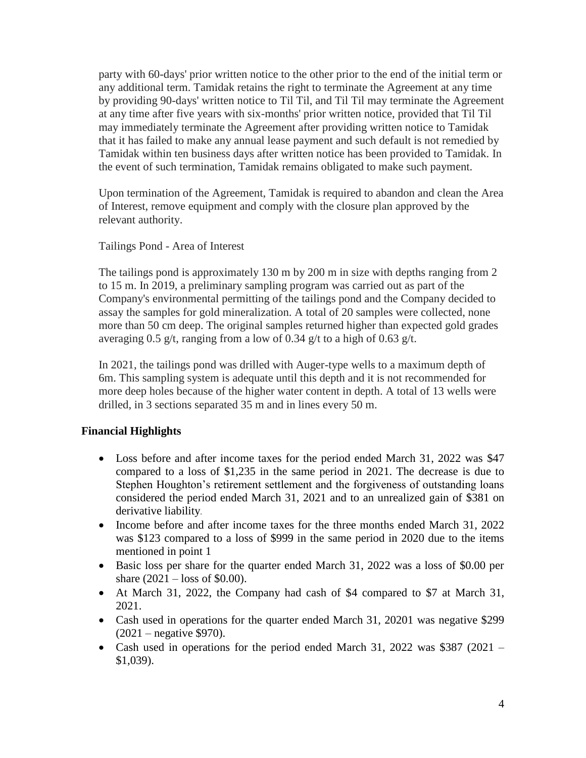party with 60-days' prior written notice to the other prior to the end of the initial term or any additional term. Tamidak retains the right to terminate the Agreement at any time by providing 90-days' written notice to Til Til, and Til Til may terminate the Agreement at any time after five years with six-months' prior written notice, provided that Til Til may immediately terminate the Agreement after providing written notice to Tamidak that it has failed to make any annual lease payment and such default is not remedied by Tamidak within ten business days after written notice has been provided to Tamidak. In the event of such termination, Tamidak remains obligated to make such payment.

Upon termination of the Agreement, Tamidak is required to abandon and clean the Area of Interest, remove equipment and comply with the closure plan approved by the relevant authority.

Tailings Pond - Area of Interest

The tailings pond is approximately 130 m by 200 m in size with depths ranging from 2 to 15 m. In 2019, a preliminary sampling program was carried out as part of the Company's environmental permitting of the tailings pond and the Company decided to assay the samples for gold mineralization. A total of 20 samples were collected, none more than 50 cm deep. The original samples returned higher than expected gold grades averaging 0.5 g/t, ranging from a low of 0.34 g/t to a high of 0.63 g/t.

In 2021, the tailings pond was drilled with Auger-type wells to a maximum depth of 6m. This sampling system is adequate until this depth and it is not recommended for more deep holes because of the higher water content in depth. A total of 13 wells were drilled, in 3 sections separated 35 m and in lines every 50 m.

## Financial Highlights

- Loss before and after income taxes for the period ended March 31, 2022 was $47 compared to a loss of $1,235 in the same period in 2021. The decrease is due to Stephen Houghton's retirement settlement and the forgiveness of outstanding loans considered the period ended March 31, 2021 and to an unrealized gain of $381 on derivative liability.
- Income before and after income taxes for the three months ended March 31, 2022 was $123 compared to a loss of $999 in the same period in 2020 due to the items mentioned in point 1
- Basic loss per share for the quarter ended March 31, 2022 was a loss of $0.00 per share (2021 – loss of $0.00).
- At March 31, 2022, the Company had cash of $4 compared to $7 at March 31, 2021.
- Cash used in operations for the quarter ended March 31, 20201 was negative $299 (2021 – negative $970).
- Cash used in operations for the period ended March 31, 2022 was $387 (2021 – $1,039).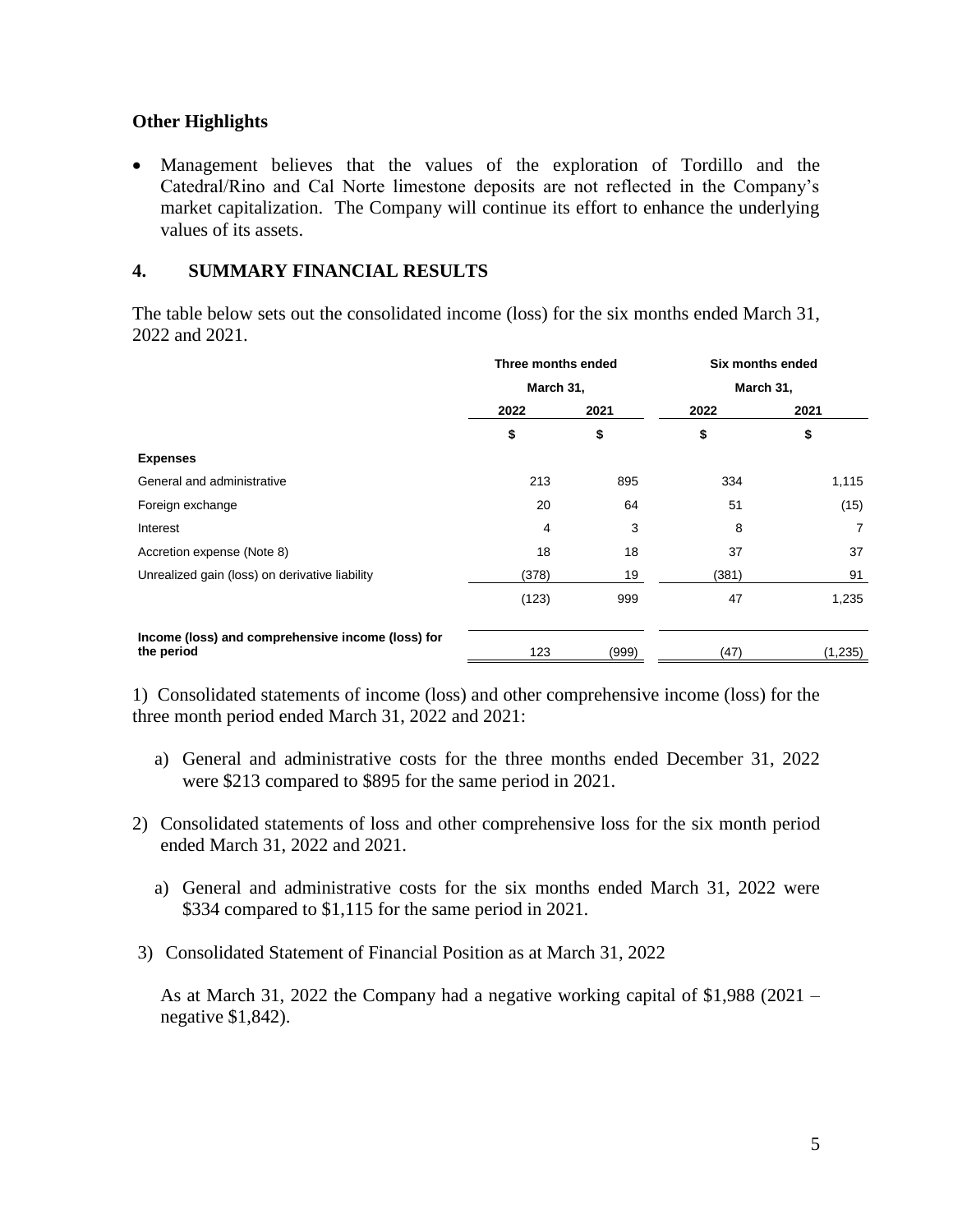**Other Highlights**

- Management believes that the values of the exploration of Tordillo and the Catedral/Rino and Cal Norte limestone deposits are not reflected in the Company's market capitalization. The Company will continue its effort to enhance the underlying values of its assets.

## 4. SUMMARY FINANCIAL RESULTS

The table below sets out the consolidated income (loss) for the six months ended March 31, 2022 and 2021.

| | Three months ended March 31, | | Six months ended March 31, | |
|---|---|---|---|---|
| | 2022 | 2021 | 2022 | 2021 |
| | $ | $ | $ | $ |
| **Expenses** | | | | |
| General and administrative | 213 | 895 | 334 | 1,115 |
| Foreign exchange | 20 | 64 | 51 | (15) |
| Interest | 4 | 3 | 8 | 7 |
| Accretion expense (Note 8) | 18 | 18 | 37 | 37 |
| Unrealized gain (loss) on derivative liability | (378) | 19 | (381) | 91 |
| | (123) | 999 | 47 | 1,235 |
| **Income (loss) and comprehensive income (loss) for the period** | 123 | (999) | (47) | (1,235) |

1) Consolidated statements of income (loss) and other comprehensive income (loss) for the three month period ended March 31, 2022 and 2021:

   a) General and administrative costs for the three months ended December 31, 2022 were $213 compared to $895 for the same period in 2021.

2) Consolidated statements of loss and other comprehensive loss for the six month period ended March 31, 2022 and 2021.

   a) General and administrative costs for the six months ended March 31, 2022 were $334 compared to $1,115 for the same period in 2021.

3) Consolidated Statement of Financial Position as at March 31, 2022

   As at March 31, 2022 the Company had a negative working capital of $1,988 (2021 – negative $1,842).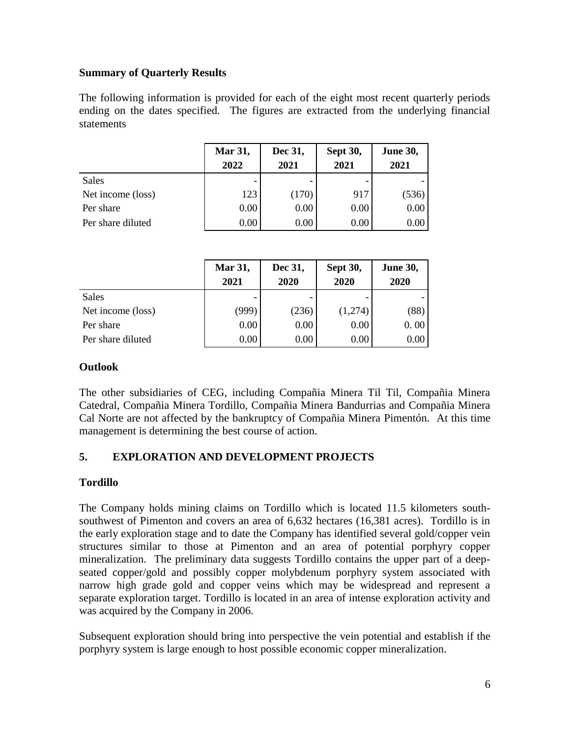**Summary of Quarterly Results**

The following information is provided for each of the eight most recent quarterly periods ending on the dates specified. The figures are extracted from the underlying financial statements

| | Mar 31, 2022 | Dec 31, 2021 | Sept 30, 2021 | June 30, 2021 |
|---|---|---|---|---|
| Sales | - | - | - | - |
| Net income (loss) | 123 | (170) | 917 | (536) |
| Per share | 0.00 | 0.00 | 0.00 | 0.00 |
| Per share diluted | 0.00 | 0.00 | 0.00 | 0.00 |

| | Mar 31, 2021 | Dec 31, 2020 | Sept 30, 2020 | June 30, 2020 |
|---|---|---|---|---|
| Sales | - | - | - | - |
| Net income (loss) | (999) | (236) | (1,274) | (88) |
| Per share | 0.00 | 0.00 | 0.00 | 0. 00 |
| Per share diluted | 0.00 | 0.00 | 0.00 | 0.00 |

**Outlook**

The other subsidiaries of CEG, including Compañia Minera Til Til, Compañia Minera Catedral, Compañia Minera Tordillo, Compañia Minera Bandurrias and Compañia Minera Cal Norte are not affected by the bankruptcy of Compañia Minera Pimentón. At this time management is determining the best course of action.

## 5. EXPLORATION AND DEVELOPMENT PROJECTS

**Tordillo**

The Company holds mining claims on Tordillo which is located 11.5 kilometers south-southwest of Pimenton and covers an area of 6,632 hectares (16,381 acres). Tordillo is in the early exploration stage and to date the Company has identified several gold/copper vein structures similar to those at Pimenton and an area of potential porphyry copper mineralization. The preliminary data suggests Tordillo contains the upper part of a deep-seated copper/gold and possibly copper molybdenum porphyry system associated with narrow high grade gold and copper veins which may be widespread and represent a separate exploration target. Tordillo is located in an area of intense exploration activity and was acquired by the Company in 2006.

Subsequent exploration should bring into perspective the vein potential and establish if the porphyry system is large enough to host possible economic copper mineralization.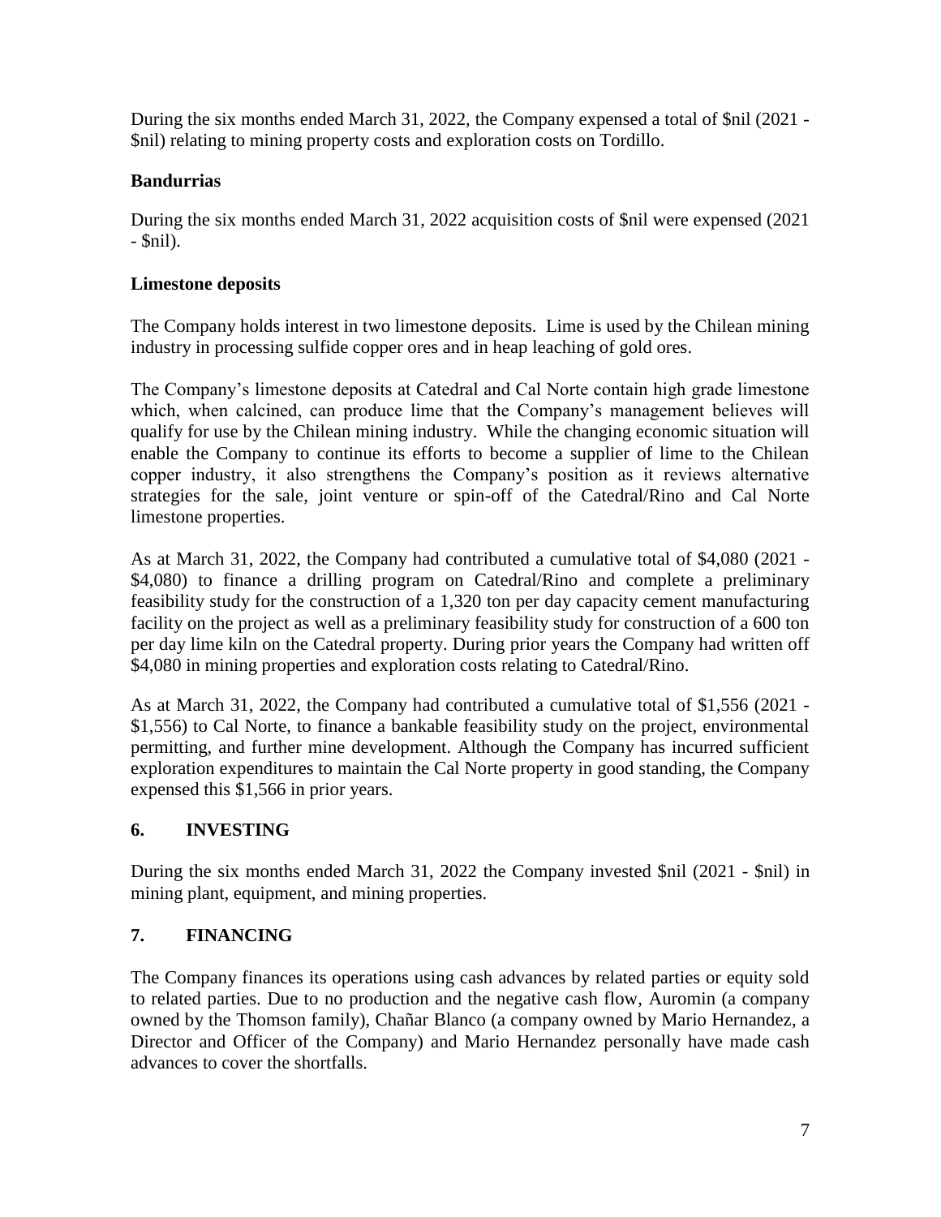During the six months ended March 31, 2022, the Company expensed a total of $nil (2021 - $nil) relating to mining property costs and exploration costs on Tordillo.

### Bandurrias

During the six months ended March 31, 2022 acquisition costs of $nil were expensed (2021 - $nil).

### Limestone deposits

The Company holds interest in two limestone deposits. Lime is used by the Chilean mining industry in processing sulfide copper ores and in heap leaching of gold ores.

The Company's limestone deposits at Catedral and Cal Norte contain high grade limestone which, when calcined, can produce lime that the Company's management believes will qualify for use by the Chilean mining industry. While the changing economic situation will enable the Company to continue its efforts to become a supplier of lime to the Chilean copper industry, it also strengthens the Company's position as it reviews alternative strategies for the sale, joint venture or spin-off of the Catedral/Rino and Cal Norte limestone properties.

As at March 31, 2022, the Company had contributed a cumulative total of $4,080 (2021 - $4,080) to finance a drilling program on Catedral/Rino and complete a preliminary feasibility study for the construction of a 1,320 ton per day capacity cement manufacturing facility on the project as well as a preliminary feasibility study for construction of a 600 ton per day lime kiln on the Catedral property. During prior years the Company had written off $4,080 in mining properties and exploration costs relating to Catedral/Rino.

As at March 31, 2022, the Company had contributed a cumulative total of $1,556 (2021 - $1,556) to Cal Norte, to finance a bankable feasibility study on the project, environmental permitting, and further mine development. Although the Company has incurred sufficient exploration expenditures to maintain the Cal Norte property in good standing, the Company expensed this $1,566 in prior years.

## 6. INVESTING

During the six months ended March 31, 2022 the Company invested $nil (2021 - $nil) in mining plant, equipment, and mining properties.

## 7. FINANCING

The Company finances its operations using cash advances by related parties or equity sold to related parties. Due to no production and the negative cash flow, Auromin (a company owned by the Thomson family), Chañar Blanco (a company owned by Mario Hernandez, a Director and Officer of the Company) and Mario Hernandez personally have made cash advances to cover the shortfalls.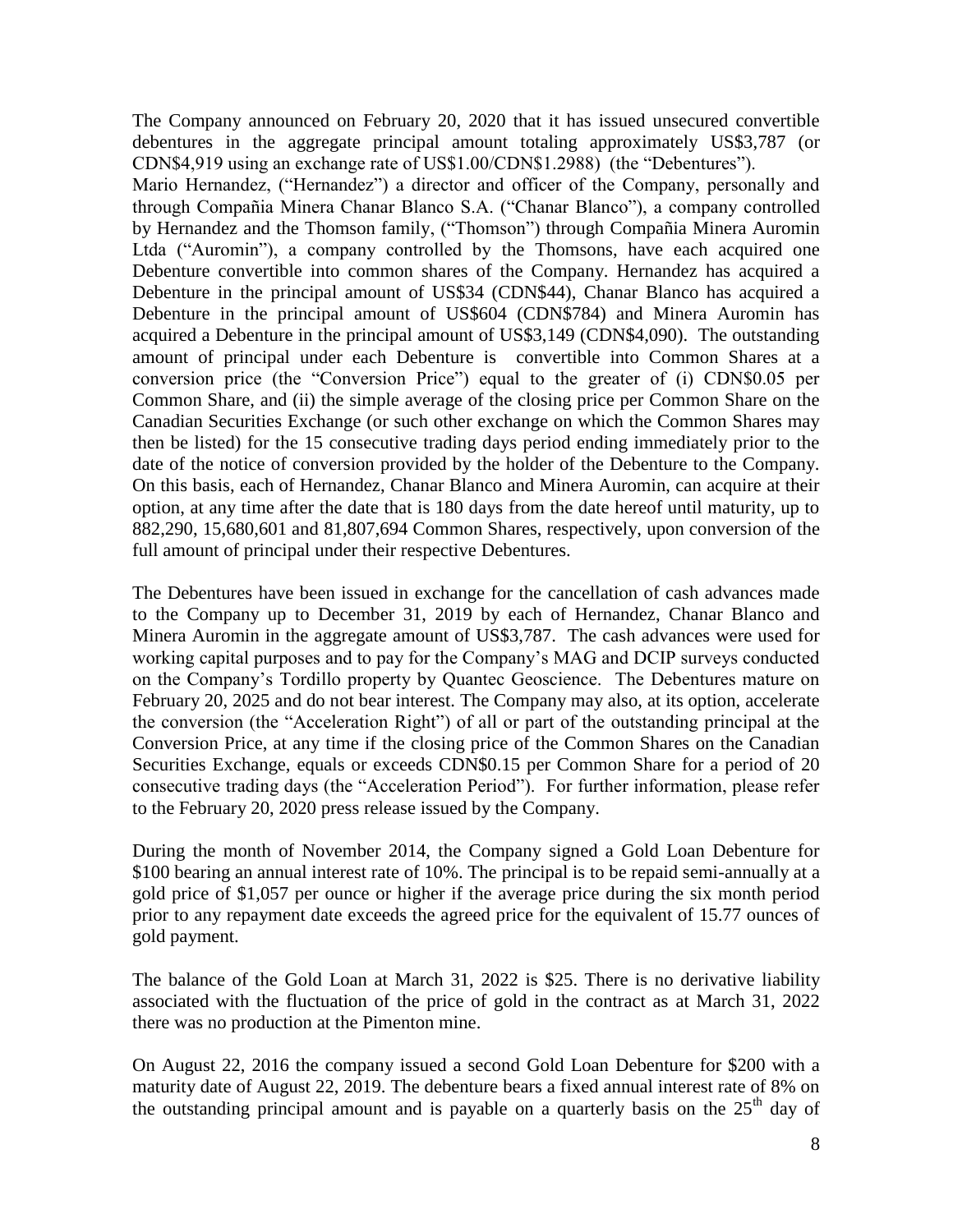The Company announced on February 20, 2020 that it has issued unsecured convertible debentures in the aggregate principal amount totaling approximately US$3,787 (or CDN$4,919 using an exchange rate of US$1.00/CDN$1.2988) (the "Debentures").
Mario Hernandez, ("Hernandez") a director and officer of the Company, personally and through Compañia Minera Chanar Blanco S.A. ("Chanar Blanco"), a company controlled by Hernandez and the Thomson family, ("Thomson") through Compañia Minera Auromin Ltda ("Auromin"), a company controlled by the Thomsons, have each acquired one Debenture convertible into common shares of the Company. Hernandez has acquired a Debenture in the principal amount of US$34 (CDN$44), Chanar Blanco has acquired a Debenture in the principal amount of US$604 (CDN$784) and Minera Auromin has acquired a Debenture in the principal amount of US$3,149 (CDN$4,090). The outstanding amount of principal under each Debenture is convertible into Common Shares at a conversion price (the "Conversion Price") equal to the greater of (i) CDN$0.05 per Common Share, and (ii) the simple average of the closing price per Common Share on the Canadian Securities Exchange (or such other exchange on which the Common Shares may then be listed) for the 15 consecutive trading days period ending immediately prior to the date of the notice of conversion provided by the holder of the Debenture to the Company. On this basis, each of Hernandez, Chanar Blanco and Minera Auromin, can acquire at their option, at any time after the date that is 180 days from the date hereof until maturity, up to 882,290, 15,680,601 and 81,807,694 Common Shares, respectively, upon conversion of the full amount of principal under their respective Debentures.

The Debentures have been issued in exchange for the cancellation of cash advances made to the Company up to December 31, 2019 by each of Hernandez, Chanar Blanco and Minera Auromin in the aggregate amount of US$3,787. The cash advances were used for working capital purposes and to pay for the Company's MAG and DCIP surveys conducted on the Company's Tordillo property by Quantec Geoscience. The Debentures mature on February 20, 2025 and do not bear interest. The Company may also, at its option, accelerate the conversion (the "Acceleration Right") of all or part of the outstanding principal at the Conversion Price, at any time if the closing price of the Common Shares on the Canadian Securities Exchange, equals or exceeds CDN$0.15 per Common Share for a period of 20 consecutive trading days (the "Acceleration Period"). For further information, please refer to the February 20, 2020 press release issued by the Company.

During the month of November 2014, the Company signed a Gold Loan Debenture for $100 bearing an annual interest rate of 10%. The principal is to be repaid semi-annually at a gold price of $1,057 per ounce or higher if the average price during the six month period prior to any repayment date exceeds the agreed price for the equivalent of 15.77 ounces of gold payment.

The balance of the Gold Loan at March 31, 2022 is $25. There is no derivative liability associated with the fluctuation of the price of gold in the contract as at March 31, 2022 there was no production at the Pimenton mine.

On August 22, 2016 the company issued a second Gold Loan Debenture for $200 with a maturity date of August 22, 2019. The debenture bears a fixed annual interest rate of 8% on the outstanding principal amount and is payable on a quarterly basis on the 25th day of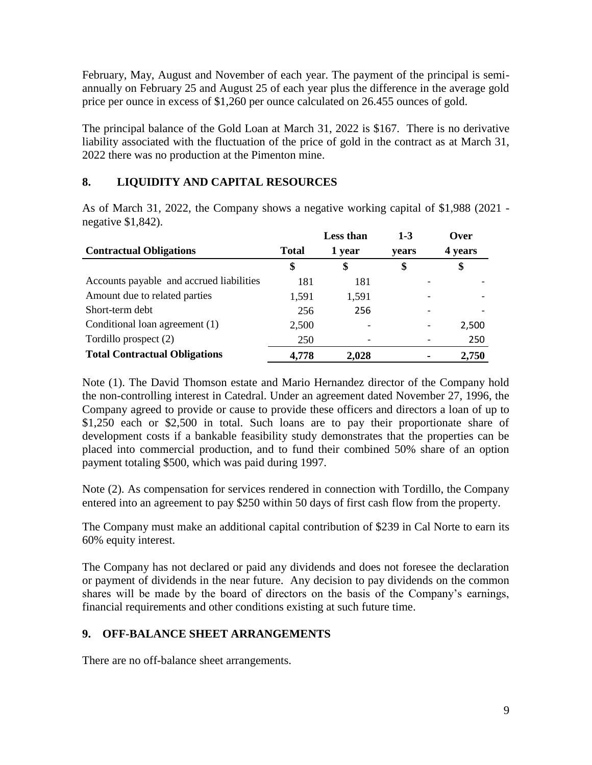February, May, August and November of each year. The payment of the principal is semi-annually on February 25 and August 25 of each year plus the difference in the average gold price per ounce in excess of $1,260 per ounce calculated on 26.455 ounces of gold.

The principal balance of the Gold Loan at March 31, 2022 is $167. There is no derivative liability associated with the fluctuation of the price of gold in the contract as at March 31, 2022 there was no production at the Pimenton mine.

## 8. LIQUIDITY AND CAPITAL RESOURCES

As of March 31, 2022, the Company shows a negative working capital of $1,988 (2021 - negative $1,842).

| Contractual Obligations | Total | Less than 1 year | 1-3 years | Over 4 years |
|---|---|---|---|---|
| | $ | $ | $ | $ |
| Accounts payable and accrued liabilities | 181 | 181 | - | - |
| Amount due to related parties | 1,591 | 1,591 | - | - |
| Short-term debt | 256 | 256 | - | - |
| Conditional loan agreement (1) | 2,500 | - | - | 2,500 |
| Tordillo prospect (2) | 250 | - | - | 250 |
| **Total Contractual Obligations** | **4,778** | **2,028** | **-** | **2,750** |

Note (1). The David Thomson estate and Mario Hernandez director of the Company hold the non-controlling interest in Catedral. Under an agreement dated November 27, 1996, the Company agreed to provide or cause to provide these officers and directors a loan of up to $1,250 each or $2,500 in total. Such loans are to pay their proportionate share of development costs if a bankable feasibility study demonstrates that the properties can be placed into commercial production, and to fund their combined 50% share of an option payment totaling $500, which was paid during 1997.

Note (2). As compensation for services rendered in connection with Tordillo, the Company entered into an agreement to pay $250 within 50 days of first cash flow from the property.

The Company must make an additional capital contribution of $239 in Cal Norte to earn its 60% equity interest.

The Company has not declared or paid any dividends and does not foresee the declaration or payment of dividends in the near future. Any decision to pay dividends on the common shares will be made by the board of directors on the basis of the Company's earnings, financial requirements and other conditions existing at such future time.

## 9. OFF-BALANCE SHEET ARRANGEMENTS

There are no off-balance sheet arrangements.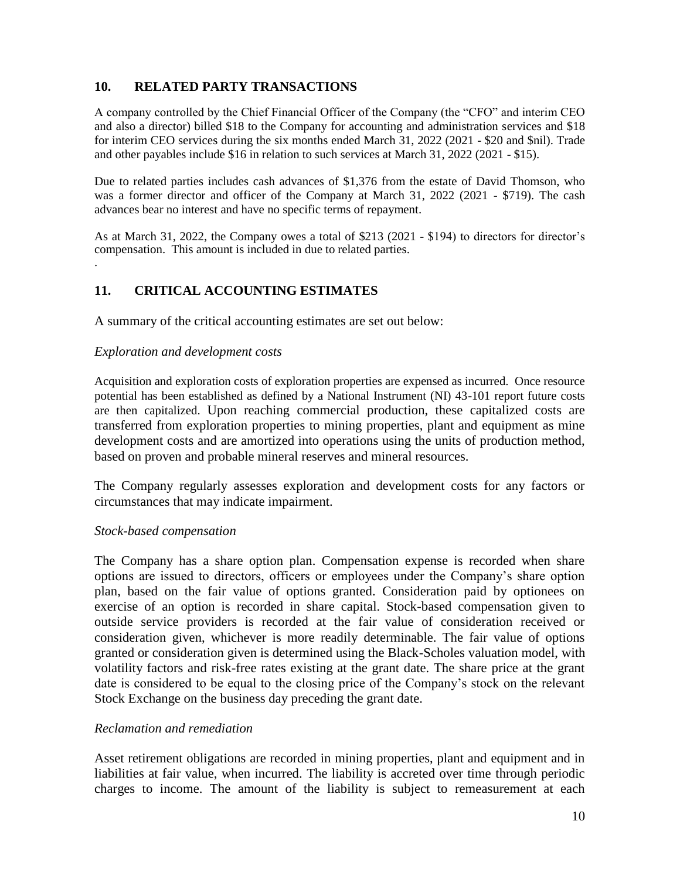## 10. RELATED PARTY TRANSACTIONS

A company controlled by the Chief Financial Officer of the Company (the "CFO" and interim CEO and also a director) billed $18 to the Company for accounting and administration services and $18 for interim CEO services during the six months ended March 31, 2022 (2021 - $20 and $nil). Trade and other payables include $16 in relation to such services at March 31, 2022 (2021 - $15).

Due to related parties includes cash advances of $1,376 from the estate of David Thomson, who was a former director and officer of the Company at March 31, 2022 (2021 - $719). The cash advances bear no interest and have no specific terms of repayment.

As at March 31, 2022, the Company owes a total of $213 (2021 - $194) to directors for director's compensation. This amount is included in due to related parties.

.

## 11. CRITICAL ACCOUNTING ESTIMATES

A summary of the critical accounting estimates are set out below:

*Exploration and development costs*

Acquisition and exploration costs of exploration properties are expensed as incurred. Once resource potential has been established as defined by a National Instrument (NI) 43-101 report future costs are then capitalized. Upon reaching commercial production, these capitalized costs are transferred from exploration properties to mining properties, plant and equipment as mine development costs and are amortized into operations using the units of production method, based on proven and probable mineral reserves and mineral resources.

The Company regularly assesses exploration and development costs for any factors or circumstances that may indicate impairment.

*Stock-based compensation*

The Company has a share option plan. Compensation expense is recorded when share options are issued to directors, officers or employees under the Company's share option plan, based on the fair value of options granted. Consideration paid by optionees on exercise of an option is recorded in share capital. Stock-based compensation given to outside service providers is recorded at the fair value of consideration received or consideration given, whichever is more readily determinable. The fair value of options granted or consideration given is determined using the Black-Scholes valuation model, with volatility factors and risk-free rates existing at the grant date. The share price at the grant date is considered to be equal to the closing price of the Company's stock on the relevant Stock Exchange on the business day preceding the grant date.

*Reclamation and remediation*

Asset retirement obligations are recorded in mining properties, plant and equipment and in liabilities at fair value, when incurred. The liability is accreted over time through periodic charges to income. The amount of the liability is subject to remeasurement at each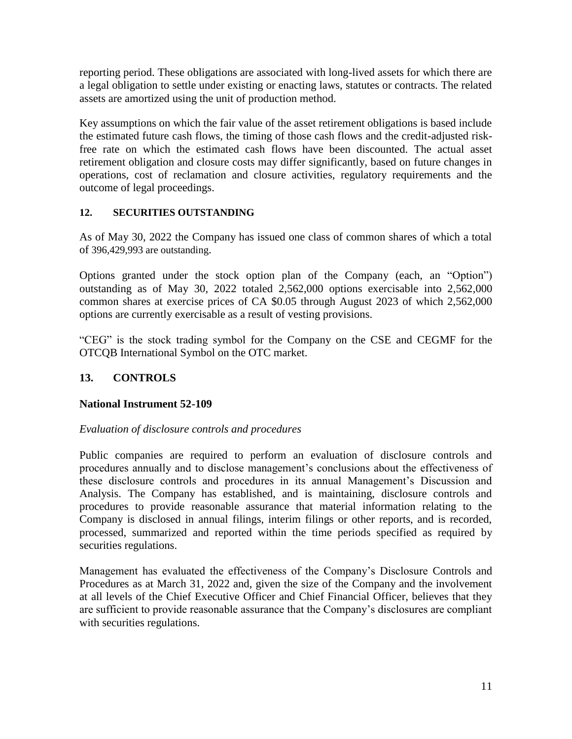reporting period. These obligations are associated with long-lived assets for which there are a legal obligation to settle under existing or enacting laws, statutes or contracts. The related assets are amortized using the unit of production method.

Key assumptions on which the fair value of the asset retirement obligations is based include the estimated future cash flows, the timing of those cash flows and the credit-adjusted risk-free rate on which the estimated cash flows have been discounted. The actual asset retirement obligation and closure costs may differ significantly, based on future changes in operations, cost of reclamation and closure activities, regulatory requirements and the outcome of legal proceedings.

## 12. SECURITIES OUTSTANDING

As of May 30, 2022 the Company has issued one class of common shares of which a total of 396,429,993 are outstanding.

Options granted under the stock option plan of the Company (each, an "Option") outstanding as of May 30, 2022 totaled 2,562,000 options exercisable into 2,562,000 common shares at exercise prices of CA $0.05 through August 2023 of which 2,562,000 options are currently exercisable as a result of vesting provisions.

"CEG" is the stock trading symbol for the Company on the CSE and CEGMF for the OTCQB International Symbol on the OTC market.

## 13. CONTROLS

### National Instrument 52-109

*Evaluation of disclosure controls and procedures*

Public companies are required to perform an evaluation of disclosure controls and procedures annually and to disclose management's conclusions about the effectiveness of these disclosure controls and procedures in its annual Management's Discussion and Analysis. The Company has established, and is maintaining, disclosure controls and procedures to provide reasonable assurance that material information relating to the Company is disclosed in annual filings, interim filings or other reports, and is recorded, processed, summarized and reported within the time periods specified as required by securities regulations.

Management has evaluated the effectiveness of the Company's Disclosure Controls and Procedures as at March 31, 2022 and, given the size of the Company and the involvement at all levels of the Chief Executive Officer and Chief Financial Officer, believes that they are sufficient to provide reasonable assurance that the Company's disclosures are compliant with securities regulations.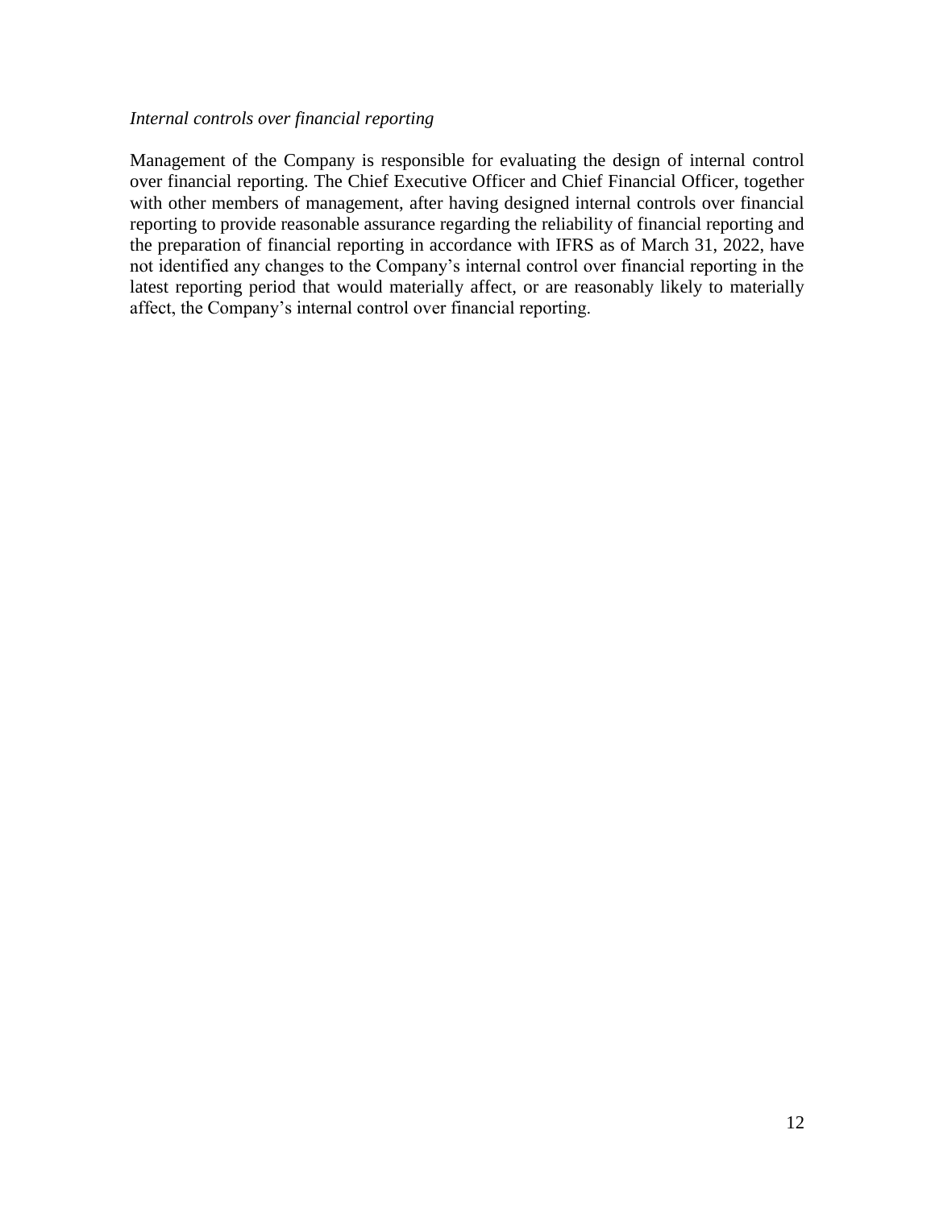*Internal controls over financial reporting*

Management of the Company is responsible for evaluating the design of internal control over financial reporting. The Chief Executive Officer and Chief Financial Officer, together with other members of management, after having designed internal controls over financial reporting to provide reasonable assurance regarding the reliability of financial reporting and the preparation of financial reporting in accordance with IFRS as of March 31, 2022, have not identified any changes to the Company's internal control over financial reporting in the latest reporting period that would materially affect, or are reasonably likely to materially affect, the Company's internal control over financial reporting.